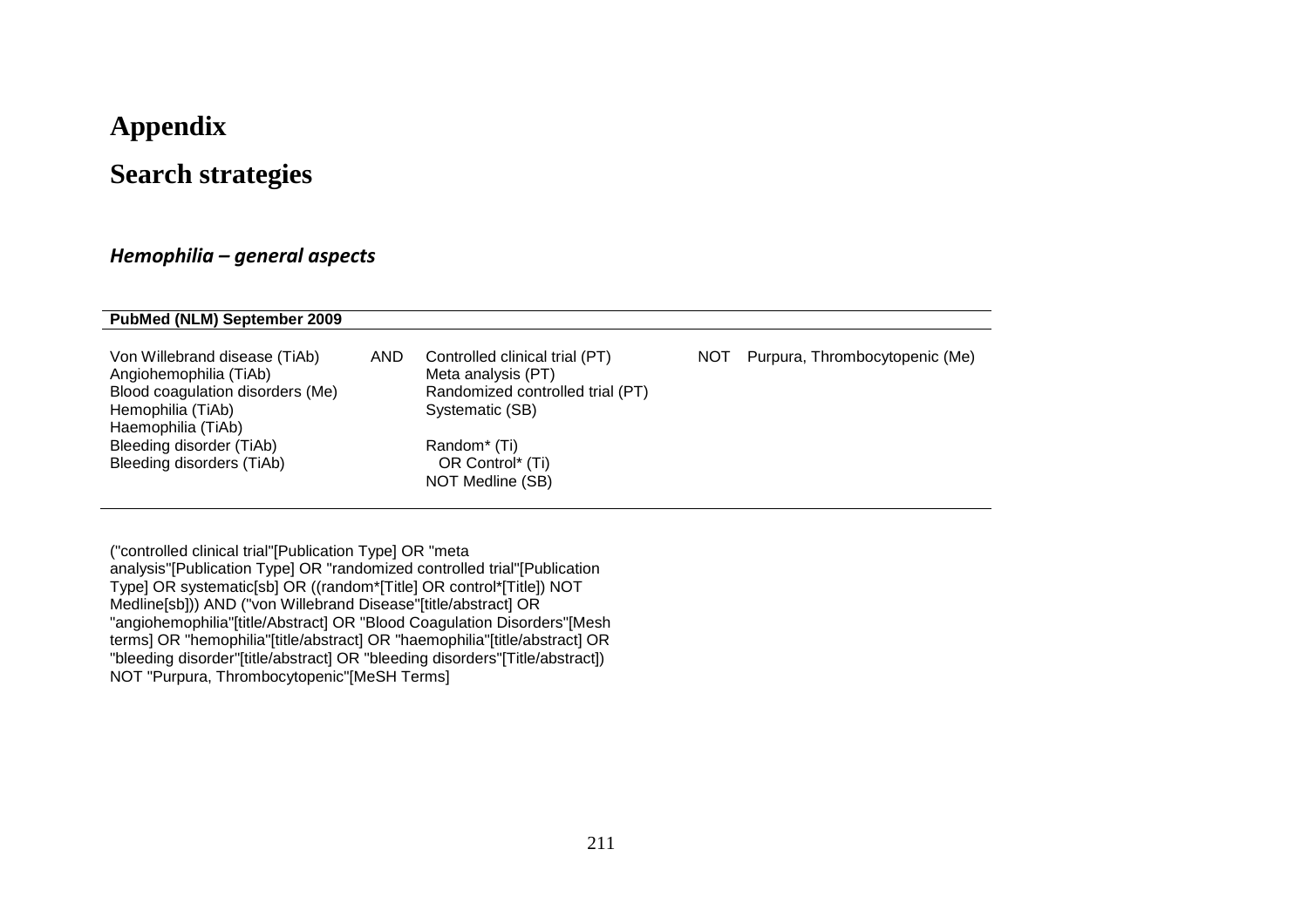# Appendix

# Search strategies

### *Hemophilia – general aspects*

| PubMed (NLM) September 2009 | | | | |
|---|---|---|---|---|
| Von Willebrand disease (TiAb)<br>Angiohemophilia (TiAb)<br>Blood coagulation disorders (Me)<br>Hemophilia (TiAb)<br>Haemophilia (TiAb)<br>Bleeding disorder (TiAb)<br>Bleeding disorders (TiAb) | AND | Controlled clinical trial (PT)<br>Meta analysis (PT)<br>Randomized controlled trial (PT)<br>Systematic (SB)<br><br>Random* (Ti)<br>OR Control* (Ti)<br>NOT Medline (SB) | NOT | Purpura, Thrombocytopenic (Me) |

("controlled clinical trial"[Publication Type] OR "meta analysis"[Publication Type] OR "randomized controlled trial"[Publication Type] OR systematic[sb] OR ((random*[Title] OR control*[Title]) NOT Medline[sb])) AND ("von Willebrand Disease"[title/abstract] OR "angiohemophilia"[title/Abstract] OR "Blood Coagulation Disorders"[Mesh terms] OR "hemophilia"[title/abstract] OR "haemophilia"[title/abstract] OR "bleeding disorder"[title/abstract] OR "bleeding disorders"[Title/abstract]) NOT "Purpura, Thrombocytopenic"[MeSH Terms]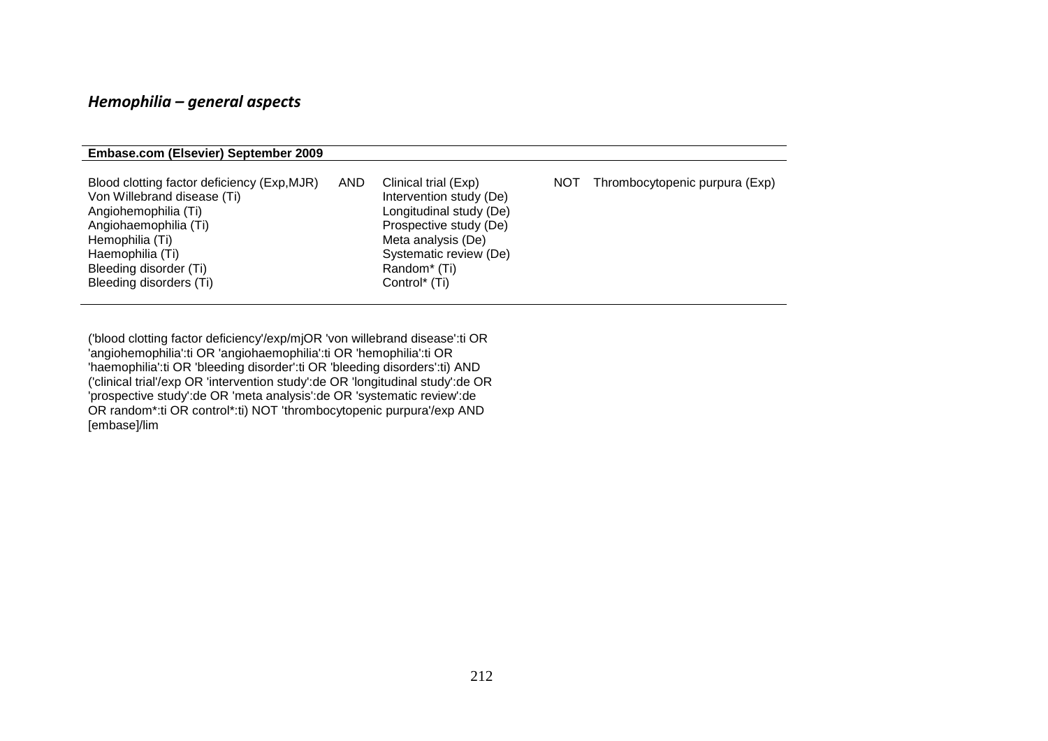### *Hemophilia – general aspects*

| Embase.com (Elsevier) September 2009 | | | | |
|---|---|---|---|---|
| Blood clotting factor deficiency (Exp,MJR)<br>Von Willebrand disease (Ti)<br>Angiohemophilia (Ti)<br>Angiohaemophilia (Ti)<br>Hemophilia (Ti)<br>Haemophilia (Ti)<br>Bleeding disorder (Ti)<br>Bleeding disorders (Ti) | AND | Clinical trial (Exp)<br>Intervention study (De)<br>Longitudinal study (De)<br>Prospective study (De)<br>Meta analysis (De)<br>Systematic review (De)<br>Random* (Ti)<br>Control* (Ti) | NOT | Thrombocytopenic purpura (Exp) |

('blood clotting factor deficiency'/exp/mjOR 'von willebrand disease':ti OR 'angiohemophilia':ti OR 'angiohaemophilia':ti OR 'hemophilia':ti OR 'haemophilia':ti OR 'bleeding disorder':ti OR 'bleeding disorders':ti) AND ('clinical trial'/exp OR 'intervention study':de OR 'longitudinal study':de OR 'prospective study':de OR 'meta analysis':de OR 'systematic review':de OR random*:ti OR control*:ti) NOT 'thrombocytopenic purpura'/exp AND [embase]/lim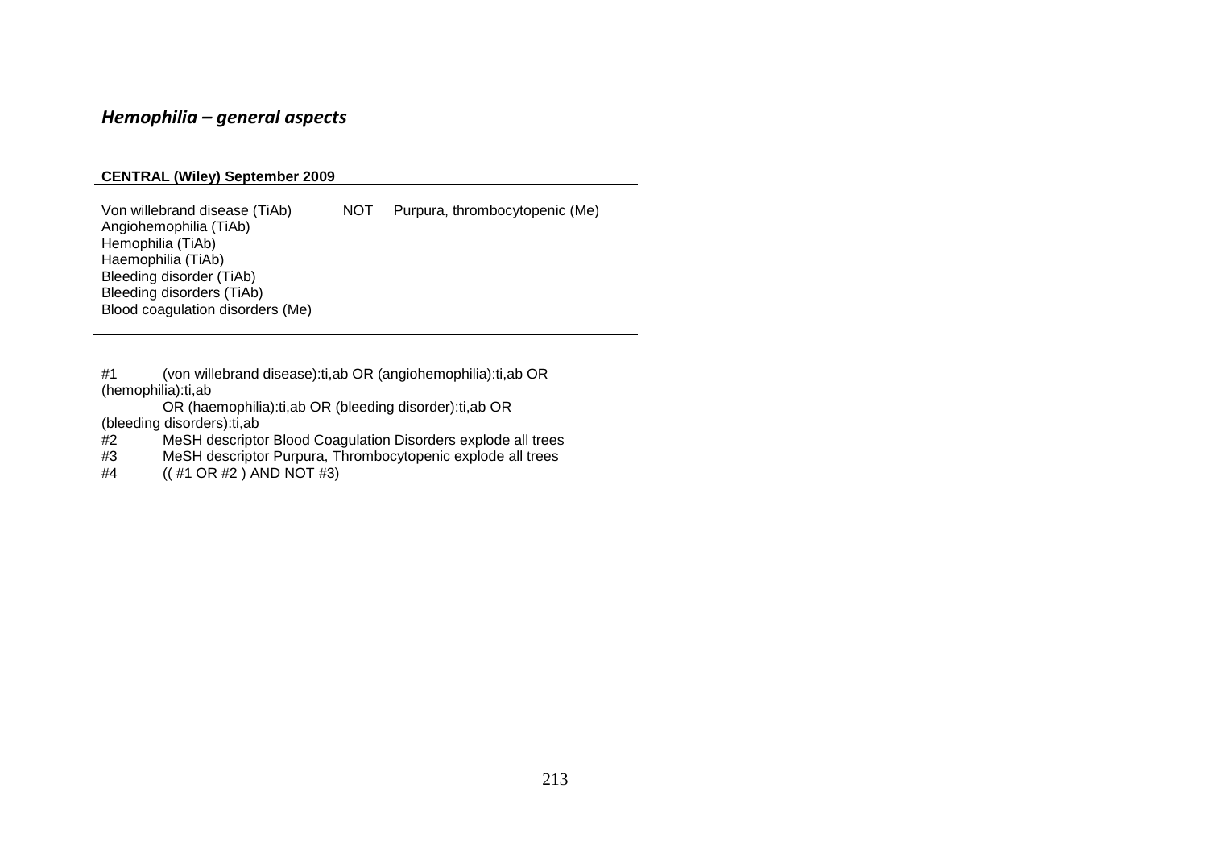### *Hemophilia – general aspects*

| CENTRAL (Wiley) September 2009 | | |
|---|---|---|
| Von willebrand disease (TiAb)<br>Angiohemophilia (TiAb)<br>Hemophilia (TiAb)<br>Haemophilia (TiAb)<br>Bleeding disorder (TiAb)<br>Bleeding disorders (TiAb)<br>Blood coagulation disorders (Me) | NOT | Purpura, thrombocytopenic (Me) |

#1 (von willebrand disease):ti,ab OR (angiohemophilia):ti,ab OR (hemophilia):ti,ab
OR (haemophilia):ti,ab OR (bleeding disorder):ti,ab OR (bleeding disorders):ti,ab
#2 MeSH descriptor Blood Coagulation Disorders explode all trees
#3 MeSH descriptor Purpura, Thrombocytopenic explode all trees
#4 (( #1 OR #2 ) AND NOT #3)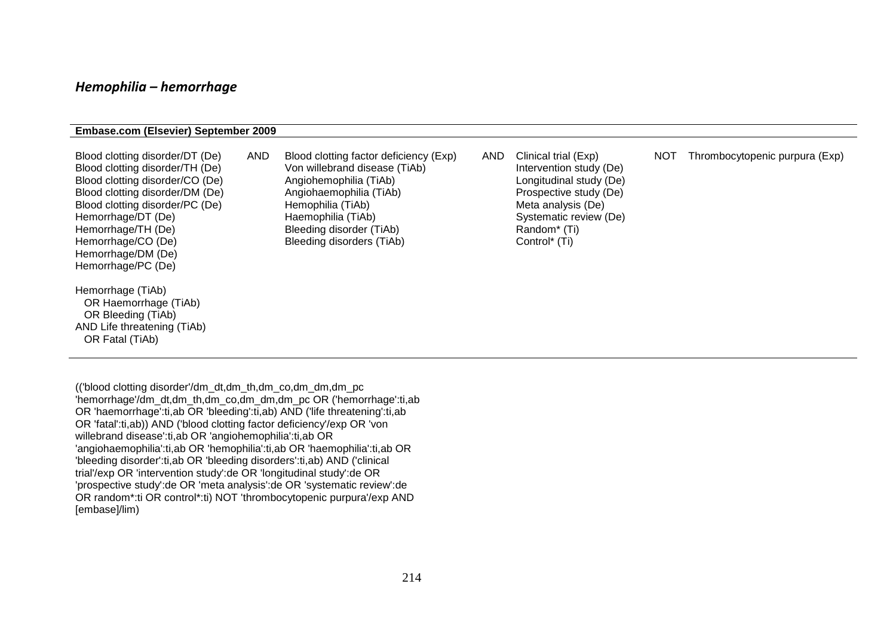## *Hemophilia – hemorrhage*

**Embase.com (Elsevier) September 2009**

| | | | | | | |
|---|---|---|---|---|---|---|
| Blood clotting disorder/DT (De)<br>Blood clotting disorder/TH (De)<br>Blood clotting disorder/CO (De)<br>Blood clotting disorder/DM (De)<br>Blood clotting disorder/PC (De)<br>Hemorrhage/DT (De)<br>Hemorrhage/TH (De)<br>Hemorrhage/CO (De)<br>Hemorrhage/DM (De)<br>Hemorrhage/PC (De)<br><br>Hemorrhage (TiAb)<br>OR Haemorrhage (TiAb)<br>OR Bleeding (TiAb)<br>AND Life threatening (TiAb)<br>OR Fatal (TiAb) | AND | Blood clotting factor deficiency (Exp)<br>Von willebrand disease (TiAb)<br>Angiohemophilia (TiAb)<br>Angiohaemophilia (TiAb)<br>Hemophilia (TiAb)<br>Haemophilia (TiAb)<br>Bleeding disorder (TiAb)<br>Bleeding disorders (TiAb) | AND | Clinical trial (Exp)<br>Intervention study (De)<br>Longitudinal study (De)<br>Prospective study (De)<br>Meta analysis (De)<br>Systematic review (De)<br>Random* (Ti)<br>Control* (Ti) | NOT | Thrombocytopenic purpura (Exp) |

(('blood clotting disorder'/dm_dt,dm_th,dm_co,dm_dm,dm_pc 'hemorrhage'/dm_dt,dm_th,dm_co,dm_dm,dm_pc OR ('hemorrhage':ti,ab OR 'haemorrhage':ti,ab OR 'bleeding':ti,ab) AND ('life threatening':ti,ab OR 'fatal':ti,ab)) AND ('blood clotting factor deficiency'/exp OR 'von willebrand disease':ti,ab OR 'angiohemophilia':ti,ab OR 'angiohaemophilia':ti,ab OR 'hemophilia':ti,ab OR 'haemophilia':ti,ab OR 'bleeding disorder':ti,ab OR 'bleeding disorders':ti,ab) AND ('clinical trial'/exp OR 'intervention study':de OR 'longitudinal study':de OR 'prospective study':de OR 'meta analysis':de OR 'systematic review':de OR random*:ti OR control*:ti) NOT 'thrombocytopenic purpura'/exp AND [embase]/lim)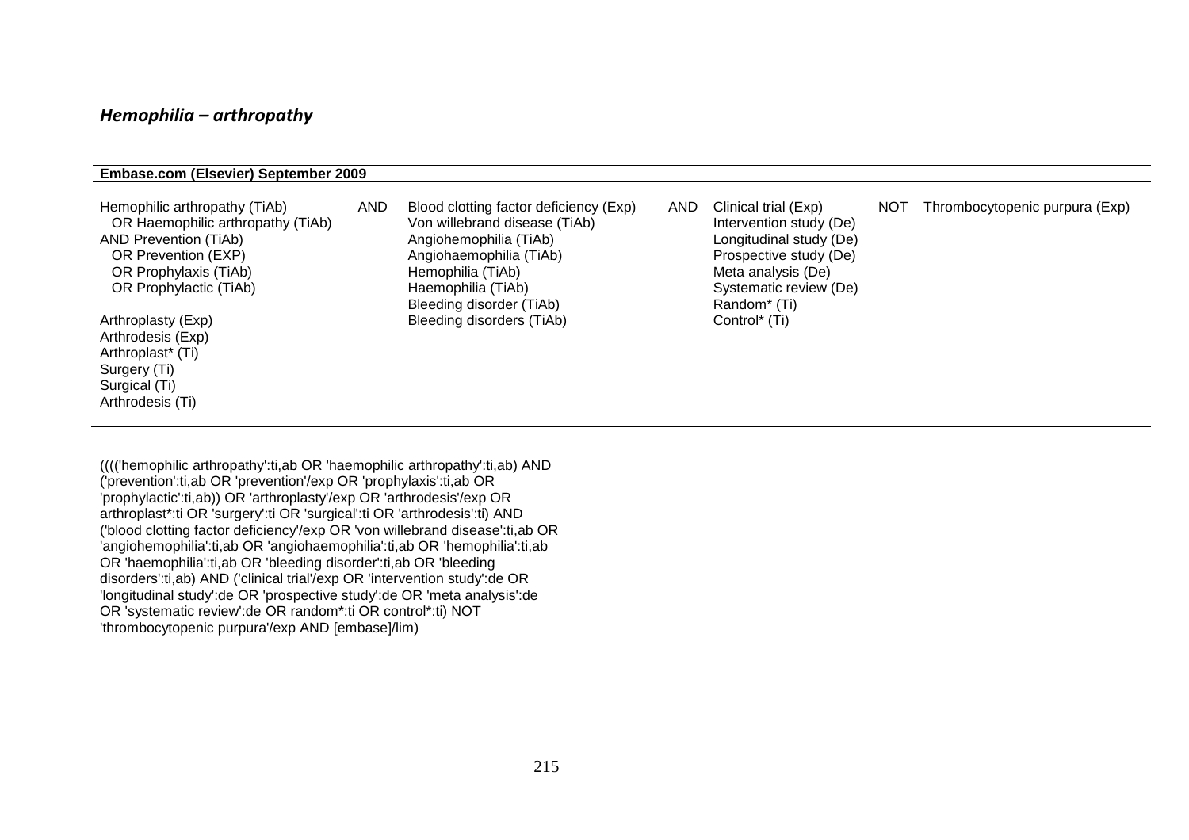### *Hemophilia – arthropathy*

**Embase.com (Elsevier) September 2009**

| | | | | | | |
|---|---|---|---|---|---|---|
| Hemophilic arthropathy (TiAb)<br>OR Haemophilic arthropathy (TiAb)<br>AND Prevention (TiAb)<br>OR Prevention (EXP)<br>OR Prophylaxis (TiAb)<br>OR Prophylactic (TiAb)<br><br>Arthroplasty (Exp)<br>Arthrodesis (Exp)<br>Arthroplast* (Ti)<br>Surgery (Ti)<br>Surgical (Ti)<br>Arthrodesis (Ti) | AND | Blood clotting factor deficiency (Exp)<br>Von willebrand disease (TiAb)<br>Angiohemophilia (TiAb)<br>Angiohaemophilia (TiAb)<br>Hemophilia (TiAb)<br>Haemophilia (TiAb)<br>Bleeding disorder (TiAb)<br>Bleeding disorders (TiAb) | AND | Clinical trial (Exp)<br>Intervention study (De)<br>Longitudinal study (De)<br>Prospective study (De)<br>Meta analysis (De)<br>Systematic review (De)<br>Random* (Ti)<br>Control* (Ti) | NOT | Thrombocytopenic purpura (Exp) |

(((('hemophilic arthropathy':ti,ab OR 'haemophilic arthropathy':ti,ab) AND ('prevention':ti,ab OR 'prevention'/exp OR 'prophylaxis':ti,ab OR 'prophylactic':ti,ab)) OR 'arthroplasty'/exp OR 'arthrodesis'/exp OR arthroplast*:ti OR 'surgery':ti OR 'surgical':ti OR 'arthrodesis':ti) AND ('blood clotting factor deficiency'/exp OR 'von willebrand disease':ti,ab OR 'angiohemophilia':ti,ab OR 'angiohaemophilia':ti,ab OR 'hemophilia':ti,ab OR 'haemophilia':ti,ab OR 'bleeding disorder':ti,ab OR 'bleeding disorders':ti,ab) AND ('clinical trial'/exp OR 'intervention study':de OR 'longitudinal study':de OR 'prospective study':de OR 'meta analysis':de OR 'systematic review':de OR random*:ti OR control*:ti) NOT 'thrombocytopenic purpura'/exp AND [embase]/lim)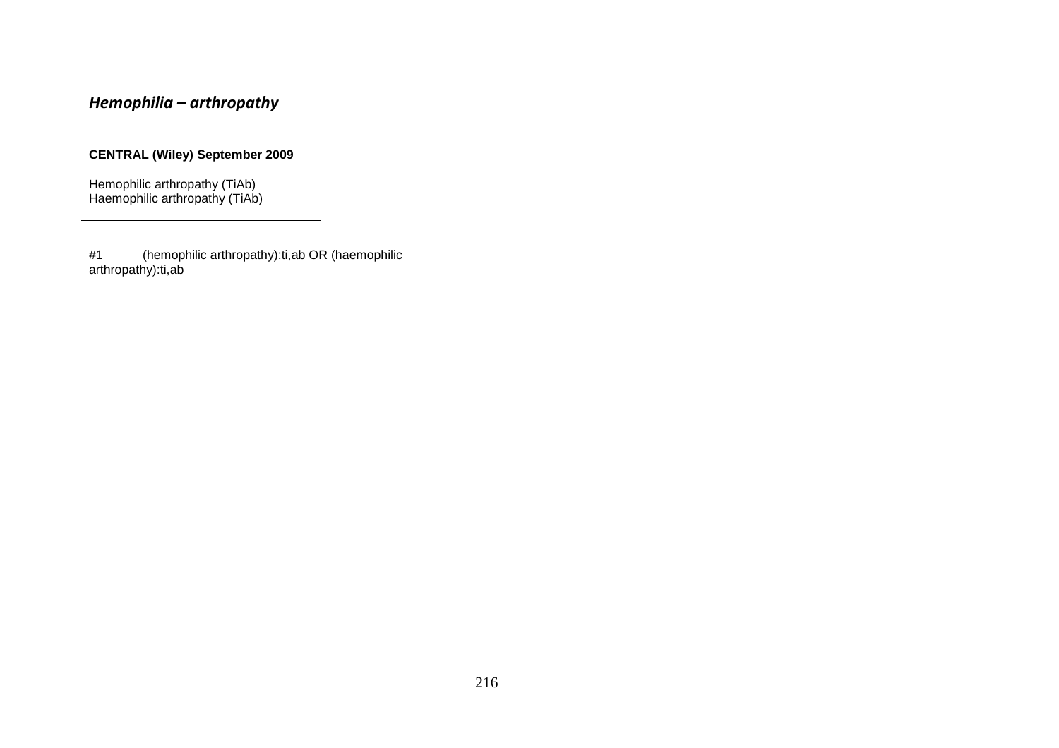## *Hemophilia – arthropathy*

**CENTRAL (Wiley) September 2009**

Hemophilic arthropathy (TiAb)
Haemophilic arthropathy (TiAb)

#1 (hemophilic arthropathy):ti,ab OR (haemophilic arthropathy):ti,ab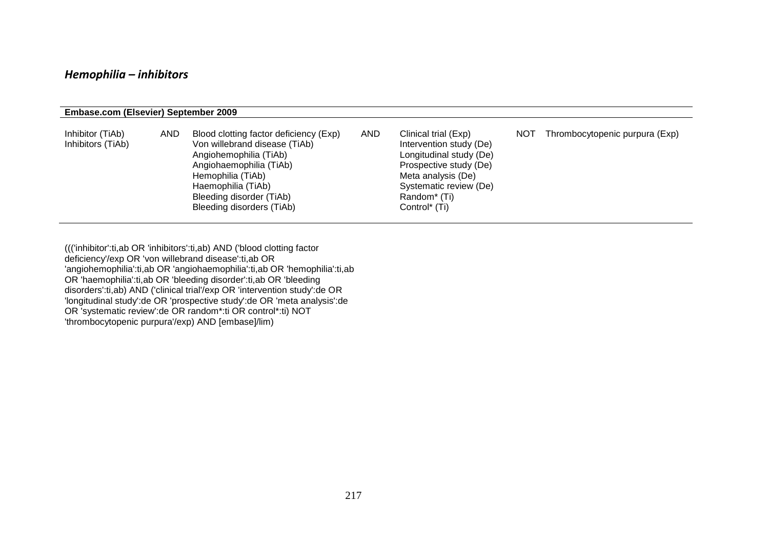## *Hemophilia – inhibitors*

| Embase.com (Elsevier) September 2009 | | | | | | |
|---|---|---|---|---|---|---|
| Inhibitor (TiAb)<br>Inhibitors (TiAb) | AND | Blood clotting factor deficiency (Exp)<br>Von willebrand disease (TiAb)<br>Angiohemophilia (TiAb)<br>Angiohaemophilia (TiAb)<br>Hemophilia (TiAb)<br>Haemophilia (TiAb)<br>Bleeding disorder (TiAb)<br>Bleeding disorders (TiAb) | AND | Clinical trial (Exp)<br>Intervention study (De)<br>Longitudinal study (De)<br>Prospective study (De)<br>Meta analysis (De)<br>Systematic review (De)<br>Random* (Ti)<br>Control* (Ti) | NOT | Thrombocytopenic purpura (Exp) |

((('inhibitor':ti,ab OR 'inhibitors':ti,ab) AND ('blood clotting factor deficiency'/exp OR 'von willebrand disease':ti,ab OR 'angiohemophilia':ti,ab OR 'angiohaemophilia':ti,ab OR 'hemophilia':ti,ab OR 'haemophilia':ti,ab OR 'bleeding disorder':ti,ab OR 'bleeding disorders':ti,ab) AND ('clinical trial'/exp OR 'intervention study':de OR 'longitudinal study':de OR 'prospective study':de OR 'meta analysis':de OR 'systematic review':de OR random*:ti OR control*:ti) NOT 'thrombocytopenic purpura'/exp) AND [embase]/lim)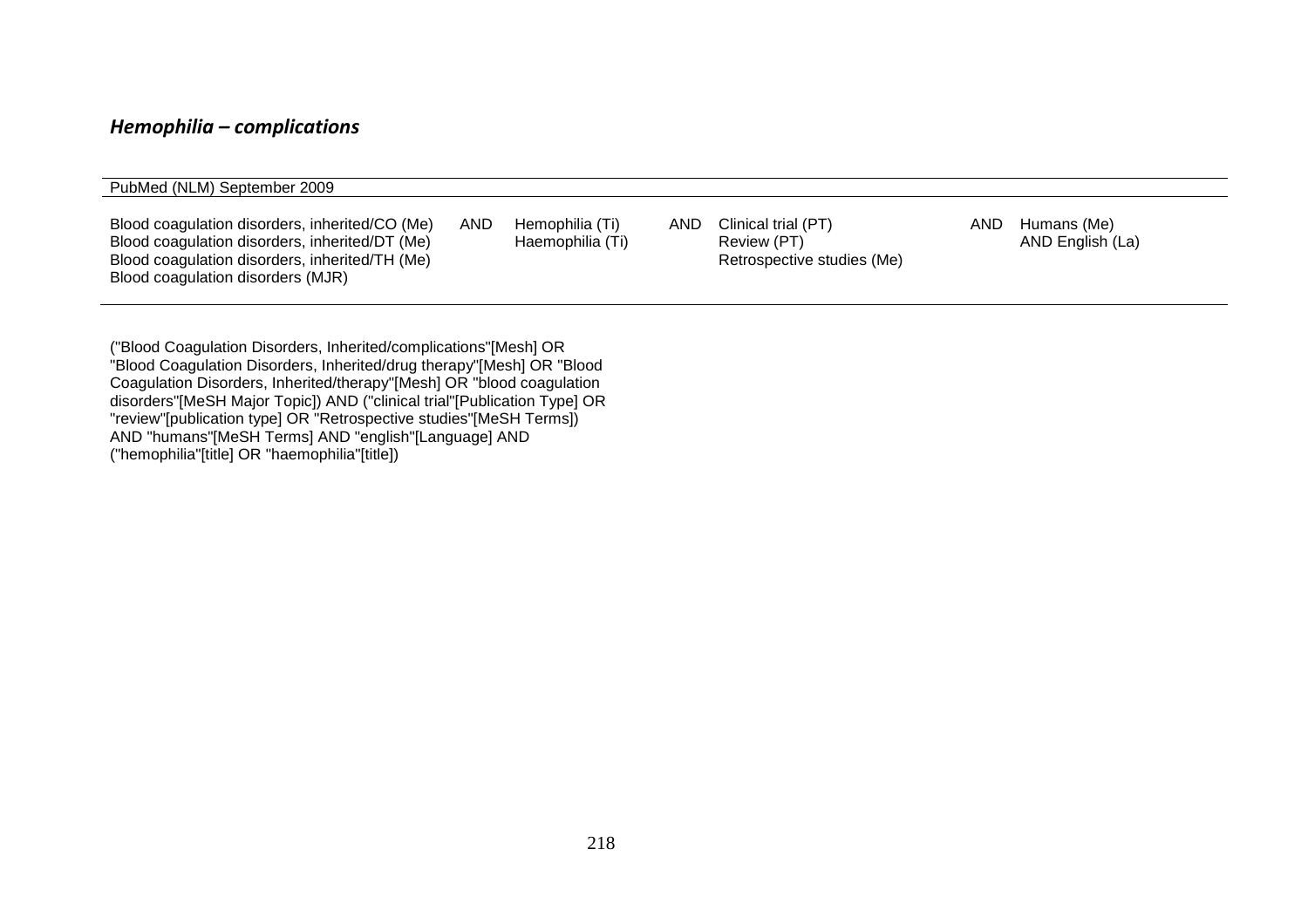### *Hemophilia – complications*

| PubMed (NLM) September 2009 | | | | | | |
|---|---|---|---|---|---|---|
| Blood coagulation disorders, inherited/CO (Me)<br>Blood coagulation disorders, inherited/DT (Me)<br>Blood coagulation disorders, inherited/TH (Me)<br>Blood coagulation disorders (MJR) | AND | Hemophilia (Ti)<br>Haemophilia (Ti) | AND | Clinical trial (PT)<br>Review (PT)<br>Retrospective studies (Me) | AND | Humans (Me)<br>AND English (La) |

("Blood Coagulation Disorders, Inherited/complications"[Mesh] OR "Blood Coagulation Disorders, Inherited/drug therapy"[Mesh] OR "Blood Coagulation Disorders, Inherited/therapy"[Mesh] OR "blood coagulation disorders"[MeSH Major Topic]) AND ("clinical trial"[Publication Type] OR "review"[publication type] OR "Retrospective studies"[MeSH Terms]) AND "humans"[MeSH Terms] AND "english"[Language] AND ("hemophilia"[title] OR "haemophilia"[title])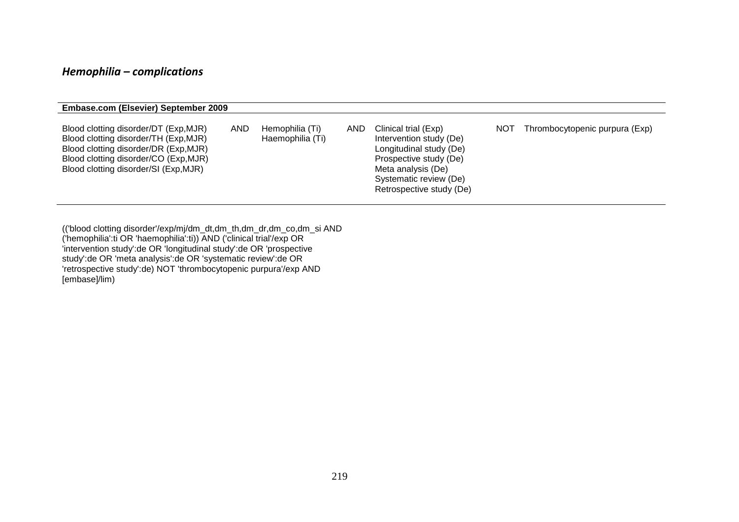## *Hemophilia – complications*

| Embase.com (Elsevier) September 2009 | | | | | | |
|---|---|---|---|---|---|---|
| Blood clotting disorder/DT (Exp,MJR)<br>Blood clotting disorder/TH (Exp,MJR)<br>Blood clotting disorder/DR (Exp,MJR)<br>Blood clotting disorder/CO (Exp,MJR)<br>Blood clotting disorder/SI (Exp,MJR) | AND | Hemophilia (Ti)<br>Haemophilia (Ti) | AND | Clinical trial (Exp)<br>Intervention study (De)<br>Longitudinal study (De)<br>Prospective study (De)<br>Meta analysis (De)<br>Systematic review (De)<br>Retrospective study (De) | NOT | Thrombocytopenic purpura (Exp) |

(('blood clotting disorder'/exp/mj/dm_dt,dm_th,dm_dr,dm_co,dm_si AND ('hemophilia':ti OR 'haemophilia':ti)) AND ('clinical trial'/exp OR 'intervention study':de OR 'longitudinal study':de OR 'prospective study':de OR 'meta analysis':de OR 'systematic review':de OR 'retrospective study':de) NOT 'thrombocytopenic purpura'/exp AND [embase]/lim)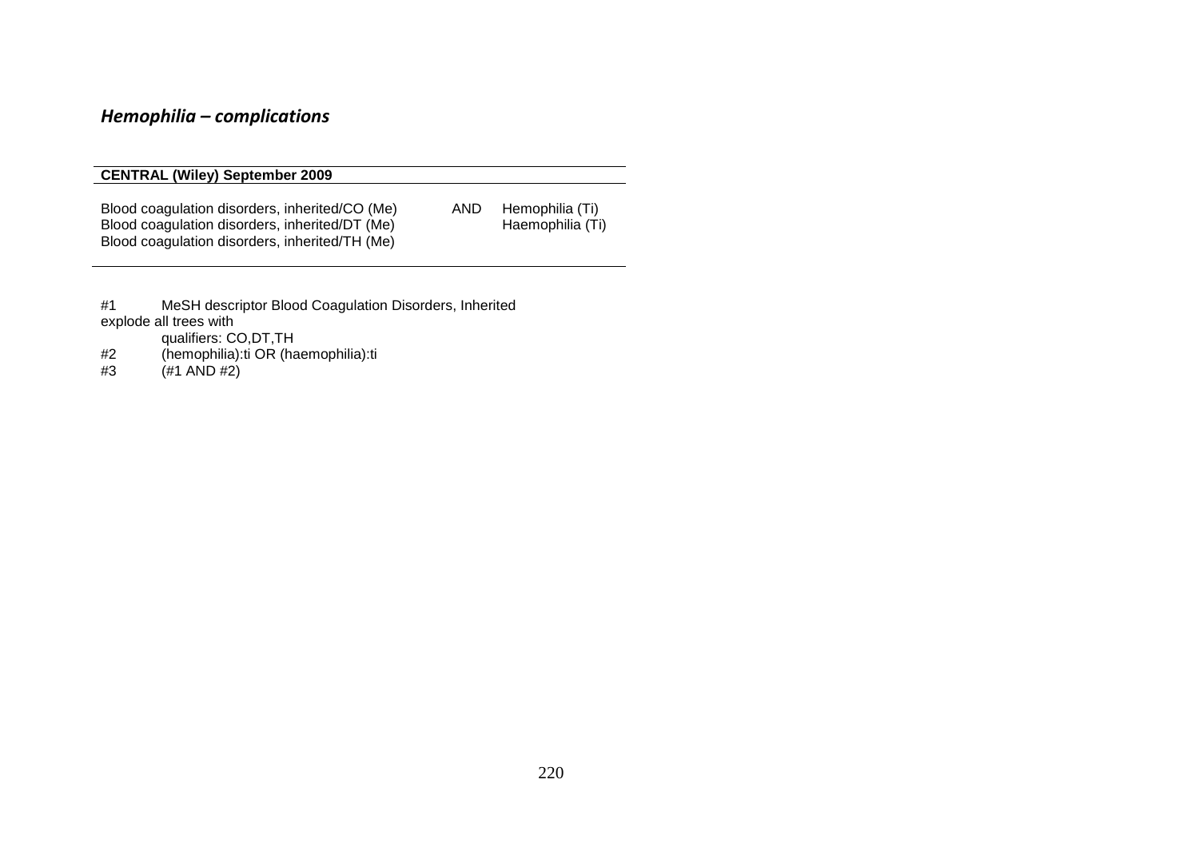### *Hemophilia – complications*

| CENTRAL (Wiley) September 2009 | | |
|---|---|---|
| Blood coagulation disorders, inherited/CO (Me)<br>Blood coagulation disorders, inherited/DT (Me)<br>Blood coagulation disorders, inherited/TH (Me) | AND | Hemophilia (Ti)<br>Haemophilia (Ti) |

#1 MeSH descriptor Blood Coagulation Disorders, Inherited explode all trees with qualifiers: CO,DT,TH
#2 (hemophilia):ti OR (haemophilia):ti
#3 (#1 AND #2)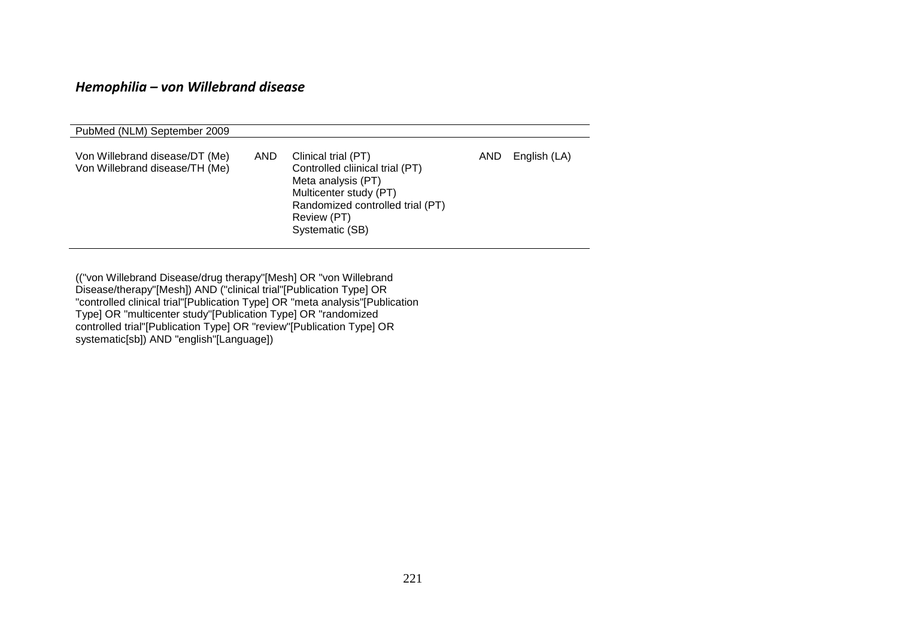## *Hemophilia – von Willebrand disease*

| PubMed (NLM) September 2009 | | | | |
|---|---|---|---|---|
| Von Willebrand disease/DT (Me)<br>Von Willebrand disease/TH (Me) | AND | Clinical trial (PT)<br>Controlled cliinical trial (PT)<br>Meta analysis (PT)<br>Multicenter study (PT)<br>Randomized controlled trial (PT)<br>Review (PT)<br>Systematic (SB) | AND | English (LA) |

(("von Willebrand Disease/drug therapy"[Mesh] OR "von Willebrand Disease/therapy"[Mesh]) AND ("clinical trial"[Publication Type] OR "controlled clinical trial"[Publication Type] OR "meta analysis"[Publication Type] OR "multicenter study"[Publication Type] OR "randomized controlled trial"[Publication Type] OR "review"[Publication Type] OR systematic[sb]) AND "english"[Language])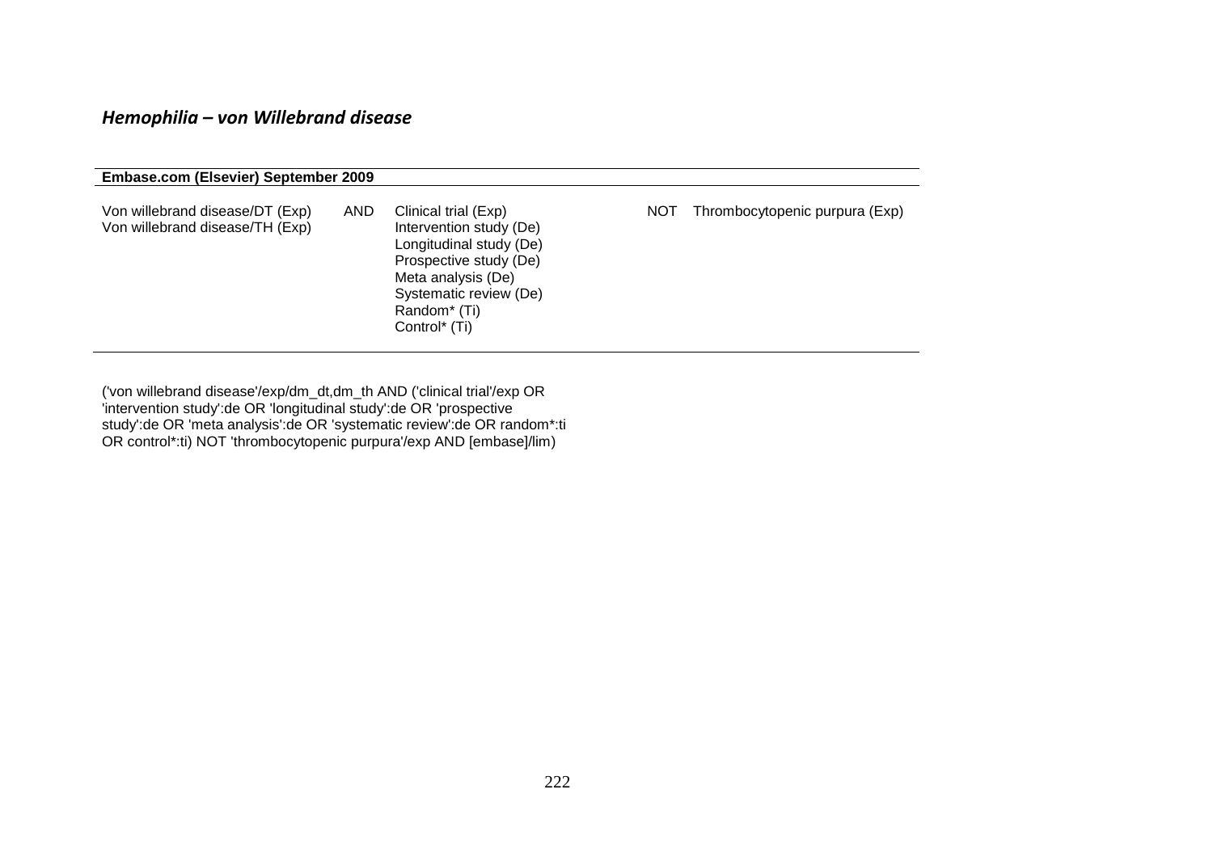### *Hemophilia – von Willebrand disease*

| Embase.com (Elsevier) September 2009 | | | | |
|---|---|---|---|---|
| Von willebrand disease/DT (Exp)<br>Von willebrand disease/TH (Exp) | AND | Clinical trial (Exp)<br>Intervention study (De)<br>Longitudinal study (De)<br>Prospective study (De)<br>Meta analysis (De)<br>Systematic review (De)<br>Random* (Ti)<br>Control* (Ti) | NOT | Thrombocytopenic purpura (Exp) |

('von willebrand disease'/exp/dm_dt,dm_th AND ('clinical trial'/exp OR 'intervention study':de OR 'longitudinal study':de OR 'prospective study':de OR 'meta analysis':de OR 'systematic review':de OR random*:ti OR control*:ti) NOT 'thrombocytopenic purpura'/exp AND [embase]/lim)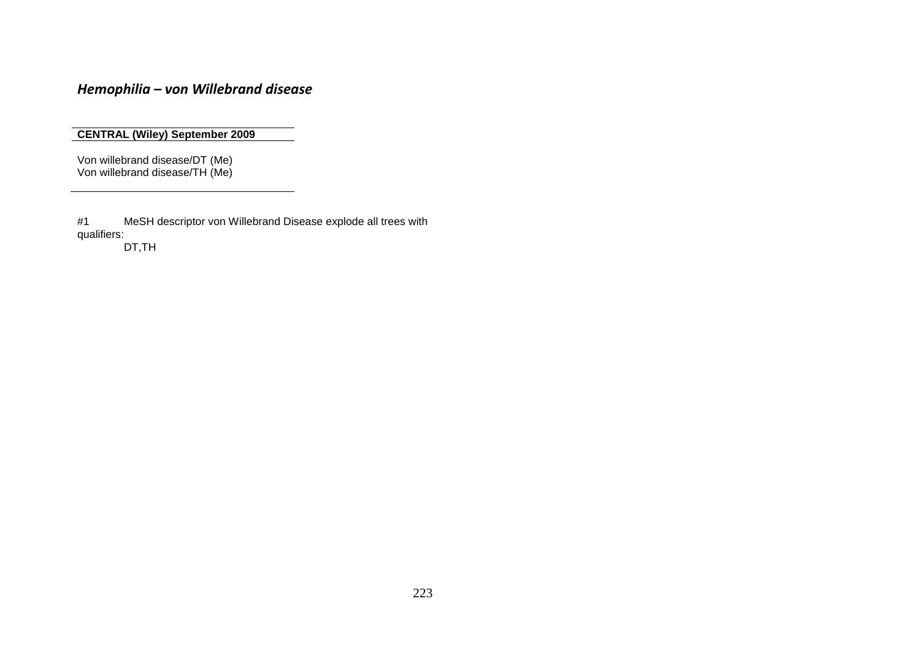## *Hemophilia – von Willebrand disease*

**CENTRAL (Wiley) September 2009**

Von willebrand disease/DT (Me)
Von willebrand disease/TH (Me)

---

#1 MeSH descriptor von Willebrand Disease explode all trees with qualifiers:
DT,TH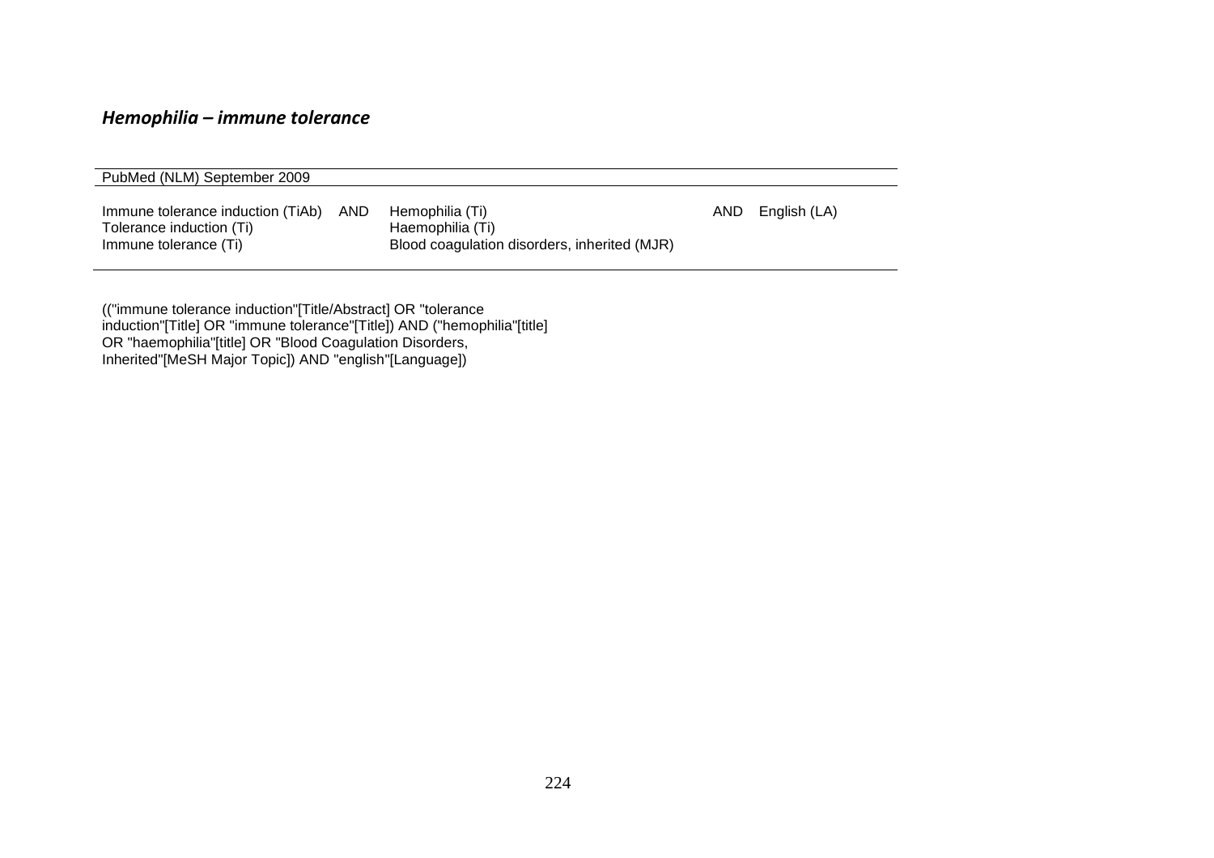***Hemophilia – immune tolerance***

| PubMed (NLM) September 2009 | | | | |
|---|---|---|---|---|
| Immune tolerance induction (TiAb)<br>Tolerance induction (Ti)<br>Immune tolerance (Ti) | AND | Hemophilia (Ti)<br>Haemophilia (Ti)<br>Blood coagulation disorders, inherited (MJR) | AND | English (LA) |

(("immune tolerance induction"[Title/Abstract] OR "tolerance induction"[Title] OR "immune tolerance"[Title]) AND ("hemophilia"[title] OR "haemophilia"[title] OR "Blood Coagulation Disorders, Inherited"[MeSH Major Topic]) AND "english"[Language])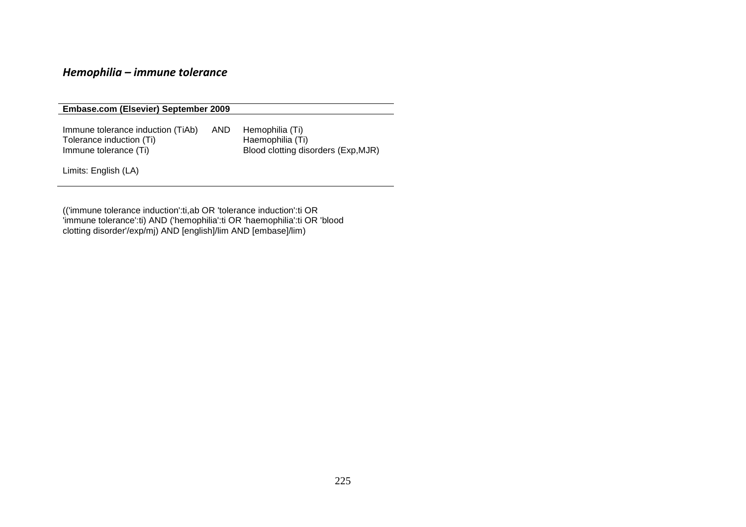### *Hemophilia – immune tolerance*

| **Embase.com (Elsevier) September 2009** | | |
|---|---|---|
| Immune tolerance induction (TiAb)<br>Tolerance induction (Ti)<br>Immune tolerance (Ti) | AND | Hemophilia (Ti)<br>Haemophilia (Ti)<br>Blood clotting disorders (Exp,MJR) |
| Limits: English (LA) | | |

(('immune tolerance induction':ti,ab OR 'tolerance induction':ti OR 'immune tolerance':ti) AND ('hemophilia':ti OR 'haemophilia':ti OR 'blood clotting disorder'/exp/mj) AND [english]/lim AND [embase]/lim)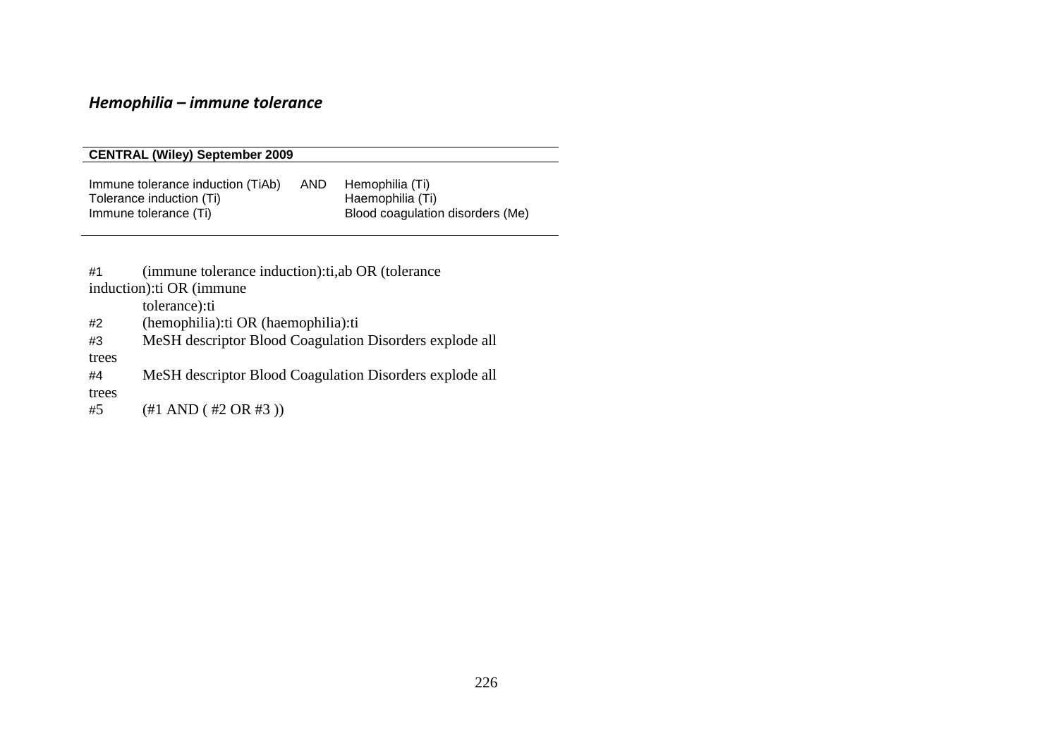## *Hemophilia – immune tolerance*

| **CENTRAL (Wiley) September 2009** | | |
|---|---|---|
| Immune tolerance induction (TiAb)<br>Tolerance induction (Ti)<br>Immune tolerance (Ti) | AND | Hemophilia (Ti)<br>Haemophilia (Ti)<br>Blood coagulation disorders (Me) |

#1 (immune tolerance induction):ti,ab OR (tolerance induction):ti OR (immune tolerance):ti
#2 (hemophilia):ti OR (haemophilia):ti
#3 MeSH descriptor Blood Coagulation Disorders explode all trees
#4 MeSH descriptor Blood Coagulation Disorders explode all trees
#5 (#1 AND ( #2 OR #3 ))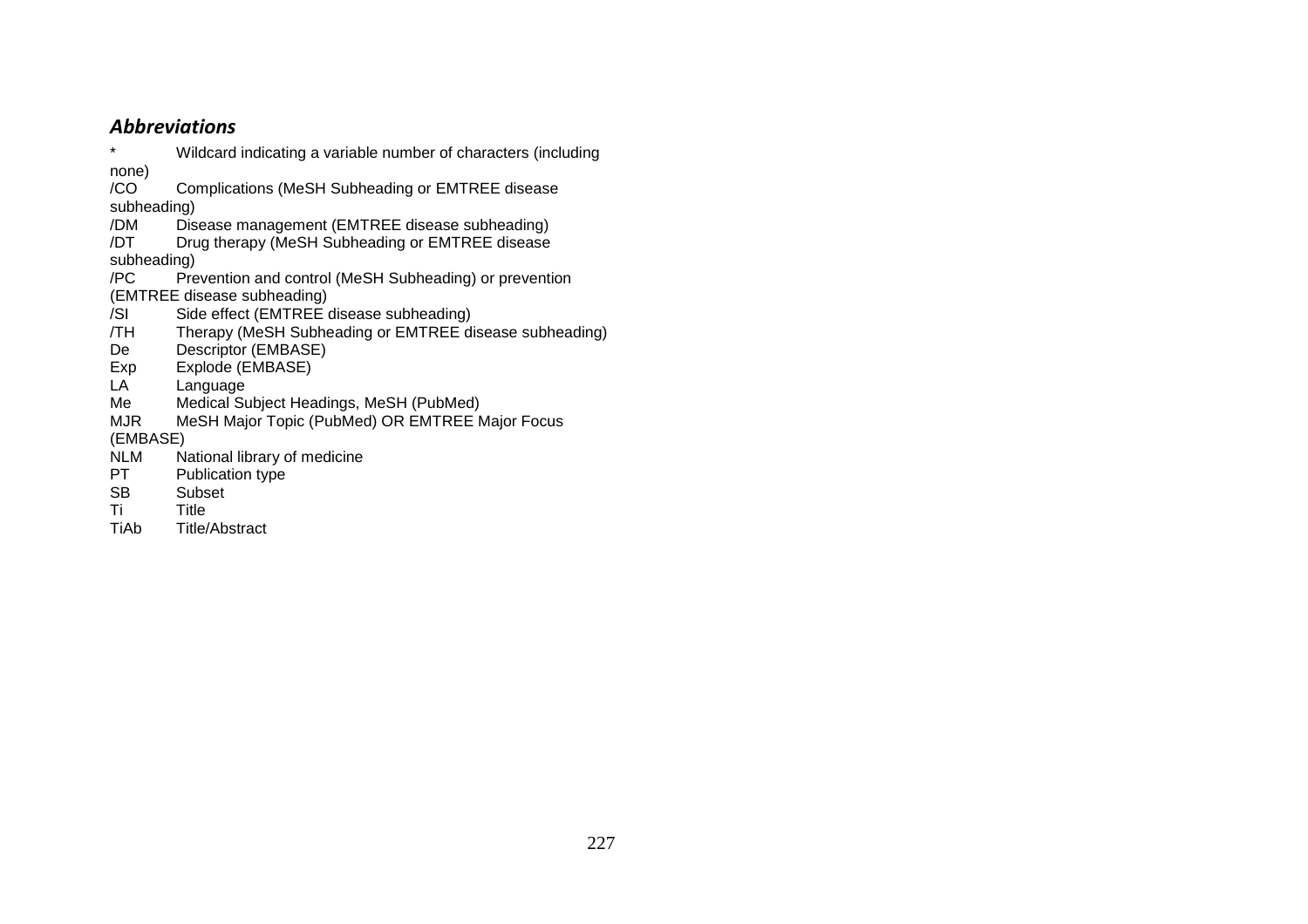### *Abbreviations*

\* Wildcard indicating a variable number of characters (including none)
/CO Complications (MeSH Subheading or EMTREE disease subheading)
/DM Disease management (EMTREE disease subheading)
/DT Drug therapy (MeSH Subheading or EMTREE disease subheading)
/PC Prevention and control (MeSH Subheading) or prevention (EMTREE disease subheading)
/SI Side effect (EMTREE disease subheading)
/TH Therapy (MeSH Subheading or EMTREE disease subheading)
De Descriptor (EMBASE)
Exp Explode (EMBASE)
LA Language
Me Medical Subject Headings, MeSH (PubMed)
MJR MeSH Major Topic (PubMed) OR EMTREE Major Focus (EMBASE)
NLM National library of medicine
PT Publication type
SB Subset
Ti Title
TiAb Title/Abstract